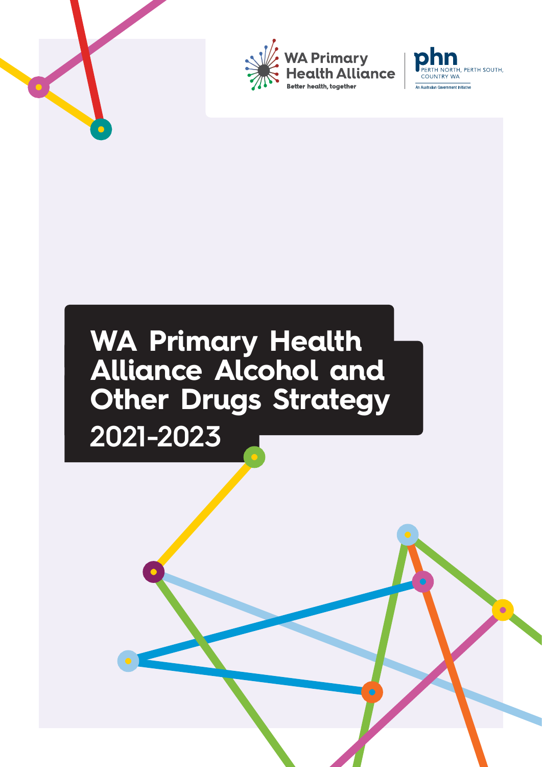WA Primary Health Alliance
Better health, together

phn
PERTH NORTH, PERTH SOUTH, COUNTRY WA
An Australian Government Initiative

# WA Primary Health Alliance Alcohol and Other Drugs Strategy 2021-2023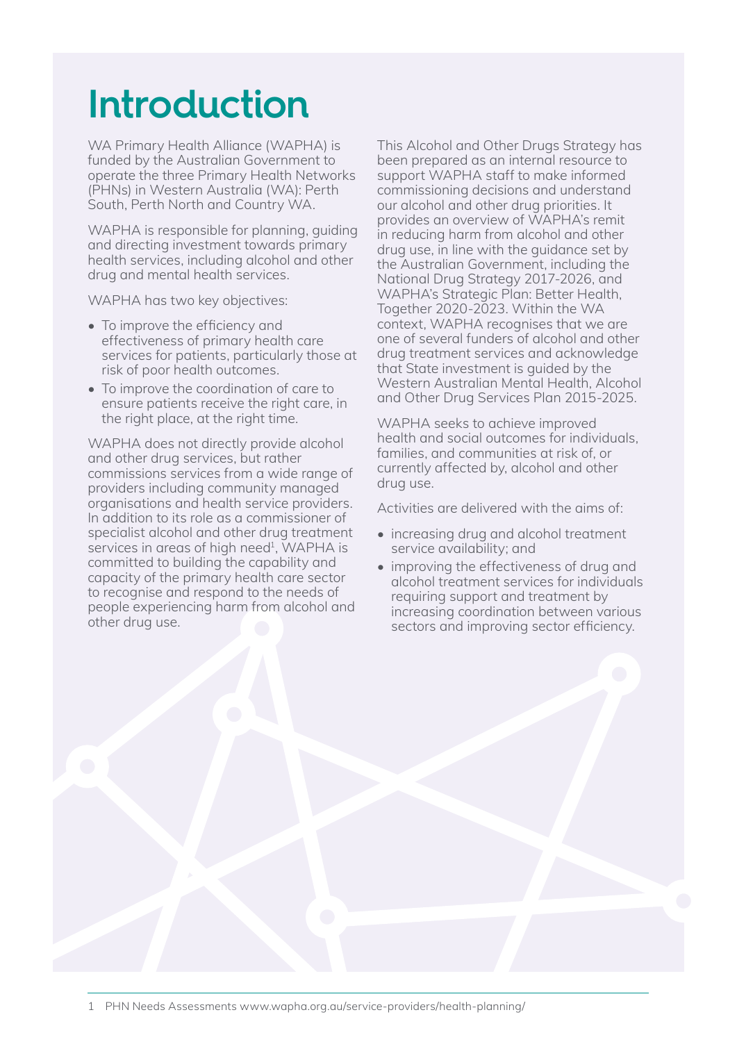# Introduction

WA Primary Health Alliance (WAPHA) is funded by the Australian Government to operate the three Primary Health Networks (PHNs) in Western Australia (WA): Perth South, Perth North and Country WA.

WAPHA is responsible for planning, guiding and directing investment towards primary health services, including alcohol and other drug and mental health services.

WAPHA has two key objectives:

- To improve the efficiency and effectiveness of primary health care services for patients, particularly those at risk of poor health outcomes.
- To improve the coordination of care to ensure patients receive the right care, in the right place, at the right time.

WAPHA does not directly provide alcohol and other drug services, but rather commissions services from a wide range of providers including community managed organisations and health service providers. In addition to its role as a commissioner of specialist alcohol and other drug treatment services in areas of high need[1], WAPHA is committed to building the capability and capacity of the primary health care sector to recognise and respond to the needs of people experiencing harm from alcohol and other drug use.

This Alcohol and Other Drugs Strategy has been prepared as an internal resource to support WAPHA staff to make informed commissioning decisions and understand our alcohol and other drug priorities. It provides an overview of WAPHA's remit in reducing harm from alcohol and other drug use, in line with the guidance set by the Australian Government, including the National Drug Strategy 2017-2026, and WAPHA's Strategic Plan: Better Health, Together 2020-2023. Within the WA context, WAPHA recognises that we are one of several funders of alcohol and other drug treatment services and acknowledge that State investment is guided by the Western Australian Mental Health, Alcohol and Other Drug Services Plan 2015-2025.

WAPHA seeks to achieve improved health and social outcomes for individuals, families, and communities at risk of, or currently affected by, alcohol and other drug use.

Activities are delivered with the aims of:

- increasing drug and alcohol treatment service availability; and
- improving the effectiveness of drug and alcohol treatment services for individuals requiring support and treatment by increasing coordination between various sectors and improving sector efficiency.

1 PHN Needs Assessments www.wapha.org.au/service-providers/health-planning/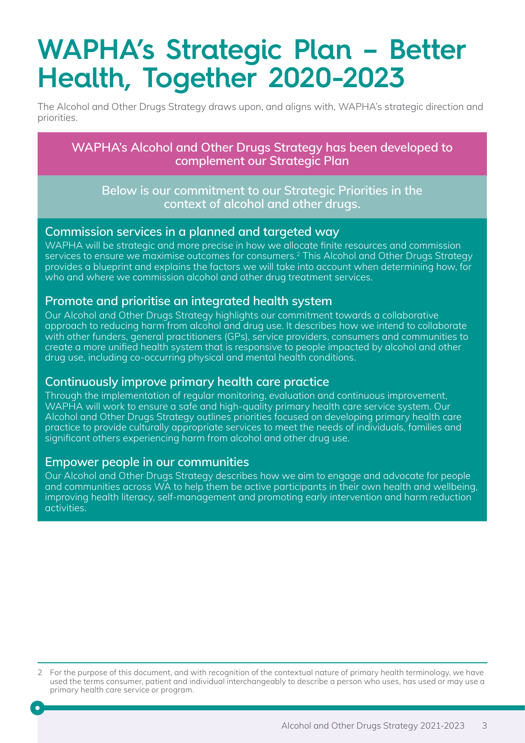# WAPHA's Strategic Plan – Better Health, Together 2020-2023

The Alcohol and Other Drugs Strategy draws upon, and aligns with, WAPHA's strategic direction and priorities.

**WAPHA's Alcohol and Other Drugs Strategy has been developed to complement our Strategic Plan**

**Below is our commitment to our Strategic Priorities in the context of alcohol and other drugs.**

### Commission services in a planned and targeted way

WAPHA will be strategic and more precise in how we allocate finite resources and commission services to ensure we maximise outcomes for consumers.[2] This Alcohol and Other Drugs Strategy provides a blueprint and explains the factors we will take into account when determining how, for who and where we commission alcohol and other drug treatment services.

### Promote and prioritise an integrated health system

Our Alcohol and Other Drugs Strategy highlights our commitment towards a collaborative approach to reducing harm from alcohol and drug use. It describes how we intend to collaborate with other funders, general practitioners (GPs), service providers, consumers and communities to create a more unified health system that is responsive to people impacted by alcohol and other drug use, including co-occurring physical and mental health conditions.

### Continuously improve primary health care practice

Through the implementation of regular monitoring, evaluation and continuous improvement, WAPHA will work to ensure a safe and high-quality primary health care service system. Our Alcohol and Other Drugs Strategy outlines priorities focused on developing primary health care practice to provide culturally appropriate services to meet the needs of individuals, families and significant others experiencing harm from alcohol and other drug use.

### Empower people in our communities

Our Alcohol and Other Drugs Strategy describes how we aim to engage and advocate for people and communities across WA to help them be active participants in their own health and wellbeing, improving health literacy, self-management and promoting early intervention and harm reduction activities.

---

2 For the purpose of this document, and with recognition of the contextual nature of primary health terminology, we have used the terms consumer, patient and individual interchangeably to describe a person who uses, has used or may use a primary health care service or program.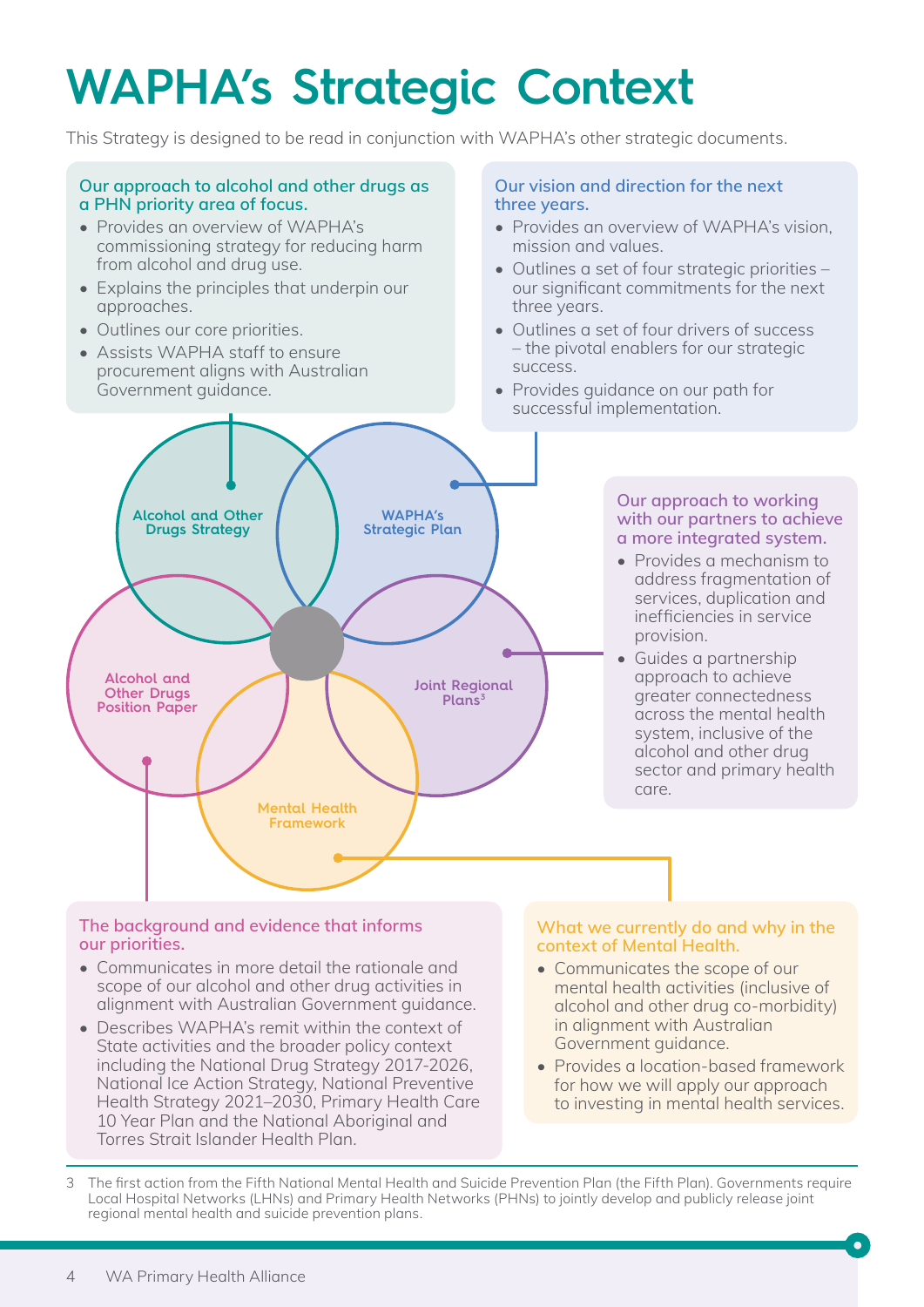# WAPHA's Strategic Context

This Strategy is designed to be read in conjunction with WAPHA's other strategic documents.

### Alcohol and Other Drugs Strategy

**Our approach to alcohol and other drugs as a PHN priority area of focus.**

- Provides an overview of WAPHA's commissioning strategy for reducing harm from alcohol and drug use.
- Explains the principles that underpin our approaches.
- Outlines our core priorities.
- Assists WAPHA staff to ensure procurement aligns with Australian Government guidance.

### WAPHA's Strategic Plan

**Our vision and direction for the next three years.**

- Provides an overview of WAPHA's vision, mission and values.
- Outlines a set of four strategic priorities – our significant commitments for the next three years.
- Outlines a set of four drivers of success – the pivotal enablers for our strategic success.
- Provides guidance on our path for successful implementation.

### Joint Regional Plans[3]

**Our approach to working with our partners to achieve a more integrated system.**

- Provides a mechanism to address fragmentation of services, duplication and inefficiencies in service provision.
- Guides a partnership approach to achieve greater connectedness across the mental health system, inclusive of the alcohol and other drug sector and primary health care.

### Alcohol and Other Drugs Position Paper

**The background and evidence that informs our priorities.**

- Communicates in more detail the rationale and scope of our alcohol and other drug activities in alignment with Australian Government guidance.
- Describes WAPHA's remit within the context of State activities and the broader policy context including the National Drug Strategy 2017-2026, National Ice Action Strategy, National Preventive Health Strategy 2021–2030, Primary Health Care 10 Year Plan and the National Aboriginal and Torres Strait Islander Health Plan.

### Mental Health Framework

**What we currently do and why in the context of Mental Health.**

- Communicates the scope of our mental health activities (inclusive of alcohol and other drug co-morbidity) in alignment with Australian Government guidance.
- Provides a location-based framework for how we will apply our approach to investing in mental health services.

---

3 The first action from the Fifth National Mental Health and Suicide Prevention Plan (the Fifth Plan). Governments require Local Hospital Networks (LHNs) and Primary Health Networks (PHNs) to jointly develop and publicly release joint regional mental health and suicide prevention plans.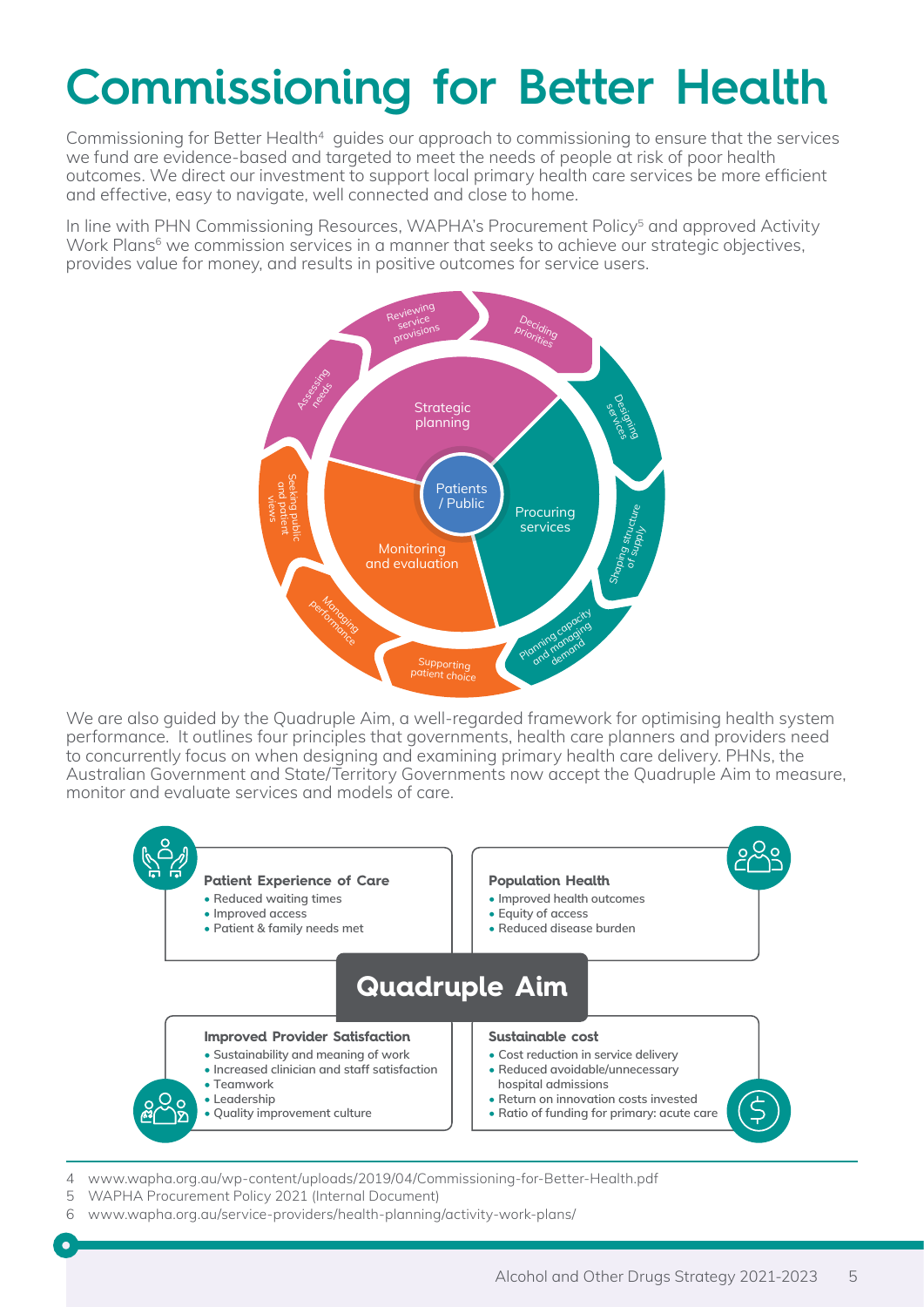# Commissioning for Better Health

Commissioning for Better Health[4] guides our approach to commissioning to ensure that the services we fund are evidence-based and targeted to meet the needs of people at risk of poor health outcomes. We direct our investment to support local primary health care services be more efficient and effective, easy to navigate, well connected and close to home.

In line with PHN Commissioning Resources, WAPHA's Procurement Policy[5] and approved Activity Work Plans[6] we commission services in a manner that seeks to achieve our strategic objectives, provides value for money, and results in positive outcomes for service users.

Patients / Public

Strategic planning: Assessing needs; Reviewing service provisions; Deciding priorities

Procuring services: Designing services; Shaping structure of supply; Planning capacity and managing demand

Monitoring and evaluation: Supporting patient choice; Managing performance; Seeking public and patient views

We are also guided by the Quadruple Aim, a well-regarded framework for optimising health system performance. It outlines four principles that governments, health care planners and providers need to concurrently focus on when designing and examining primary health care delivery. PHNs, the Australian Government and State/Territory Governments now accept the Quadruple Aim to measure, monitor and evaluate services and models of care.

## Quadruple Aim

**Patient Experience of Care**
- Reduced waiting times
- Improved access
- Patient & family needs met

**Population Health**
- Improved health outcomes
- Equity of access
- Reduced disease burden

**Improved Provider Satisfaction**
- Sustainability and meaning of work
- Increased clinician and staff satisfaction
- Teamwork
- Leadership
- Quality improvement culture

**Sustainable cost**
- Cost reduction in service delivery
- Reduced avoidable/unnecessary hospital admissions
- Return on innovation costs invested
- Ratio of funding for primary: acute care

---

4 www.wapha.org.au/wp-content/uploads/2019/04/Commissioning-for-Better-Health.pdf

5 WAPHA Procurement Policy 2021 (Internal Document)

6 www.wapha.org.au/service-providers/health-planning/activity-work-plans/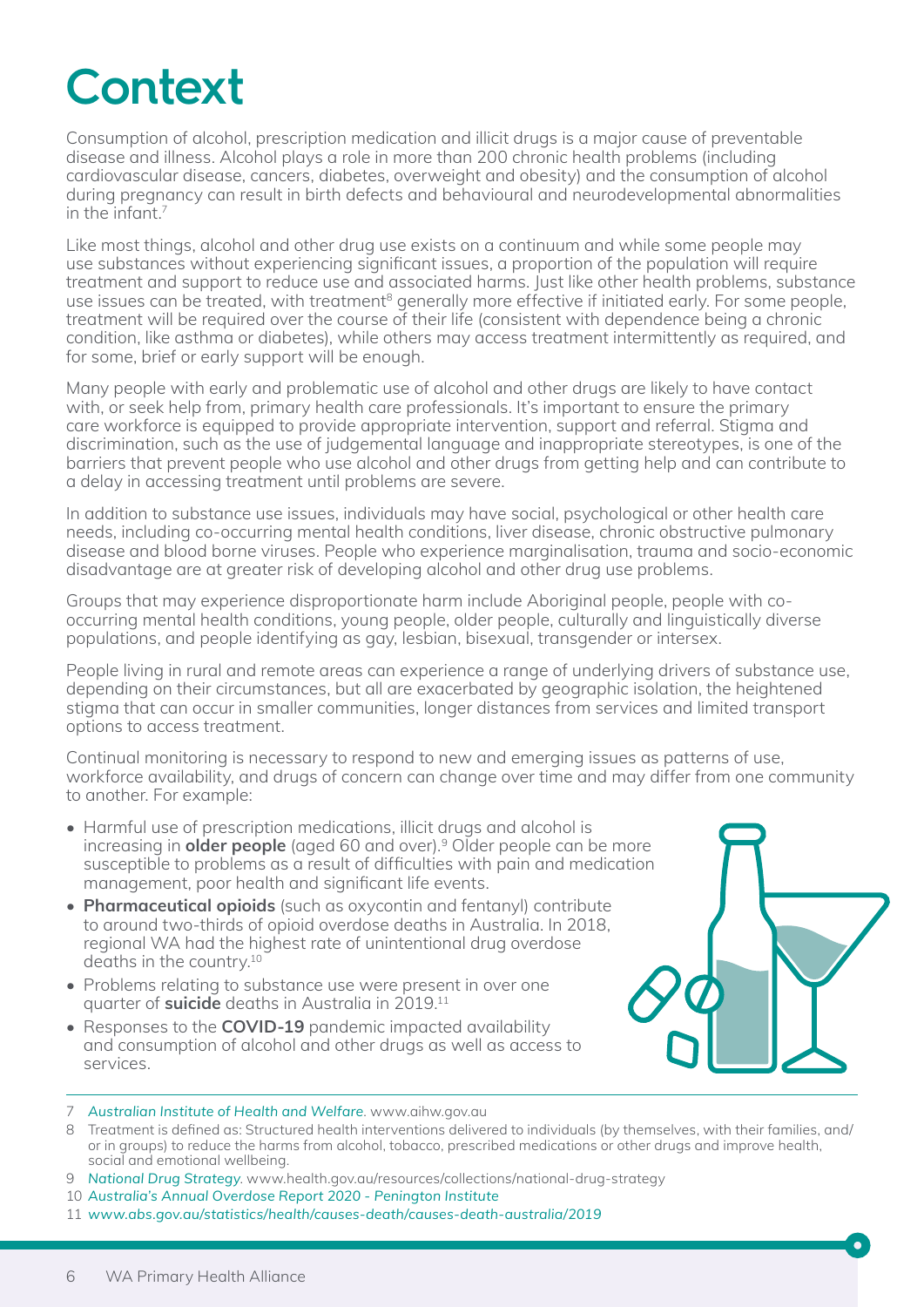# Context

Consumption of alcohol, prescription medication and illicit drugs is a major cause of preventable disease and illness. Alcohol plays a role in more than 200 chronic health problems (including cardiovascular disease, cancers, diabetes, overweight and obesity) and the consumption of alcohol during pregnancy can result in birth defects and behavioural and neurodevelopmental abnormalities in the infant.[7]

Like most things, alcohol and other drug use exists on a continuum and while some people may use substances without experiencing significant issues, a proportion of the population will require treatment and support to reduce use and associated harms. Just like other health problems, substance use issues can be treated, with treatment[8] generally more effective if initiated early. For some people, treatment will be required over the course of their life (consistent with dependence being a chronic condition, like asthma or diabetes), while others may access treatment intermittently as required, and for some, brief or early support will be enough.

Many people with early and problematic use of alcohol and other drugs are likely to have contact with, or seek help from, primary health care professionals. It's important to ensure the primary care workforce is equipped to provide appropriate intervention, support and referral. Stigma and discrimination, such as the use of judgemental language and inappropriate stereotypes, is one of the barriers that prevent people who use alcohol and other drugs from getting help and can contribute to a delay in accessing treatment until problems are severe.

In addition to substance use issues, individuals may have social, psychological or other health care needs, including co-occurring mental health conditions, liver disease, chronic obstructive pulmonary disease and blood borne viruses. People who experience marginalisation, trauma and socio-economic disadvantage are at greater risk of developing alcohol and other drug use problems.

Groups that may experience disproportionate harm include Aboriginal people, people with co-occurring mental health conditions, young people, older people, culturally and linguistically diverse populations, and people identifying as gay, lesbian, bisexual, transgender or intersex.

People living in rural and remote areas can experience a range of underlying drivers of substance use, depending on their circumstances, but all are exacerbated by geographic isolation, the heightened stigma that can occur in smaller communities, longer distances from services and limited transport options to access treatment.

Continual monitoring is necessary to respond to new and emerging issues as patterns of use, workforce availability, and drugs of concern can change over time and may differ from one community to another. For example:

- Harmful use of prescription medications, illicit drugs and alcohol is increasing in **older people** (aged 60 and over).[9] Older people can be more susceptible to problems as a result of difficulties with pain and medication management, poor health and significant life events.
- **Pharmaceutical opioids** (such as oxycontin and fentanyl) contribute to around two-thirds of opioid overdose deaths in Australia. In 2018, regional WA had the highest rate of unintentional drug overdose deaths in the country.[10]
- Problems relating to substance use were present in over one quarter of **suicide** deaths in Australia in 2019.[11]
- Responses to the **COVID-19** pandemic impacted availability and consumption of alcohol and other drugs as well as access to services.

---

7 *Australian Institute of Health and Welfare.* www.aihw.gov.au

8 Treatment is defined as: Structured health interventions delivered to individuals (by themselves, with their families, and/or in groups) to reduce the harms from alcohol, tobacco, prescribed medications or other drugs and improve health, social and emotional wellbeing.

9 *National Drug Strategy.* www.health.gov.au/resources/collections/national-drug-strategy

10 *Australia's Annual Overdose Report 2020 - Penington Institute*

11 *www.abs.gov.au/statistics/health/causes-death/causes-death-australia/2019*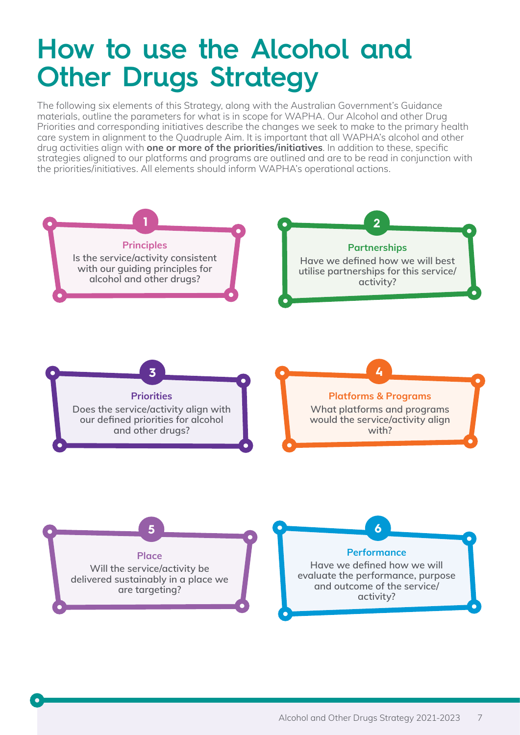# How to use the Alcohol and Other Drugs Strategy

The following six elements of this Strategy, along with the Australian Government's Guidance materials, outline the parameters for what is in scope for WAPHA. Our Alcohol and other Drug Priorities and corresponding initiatives describe the changes we seek to make to the primary health care system in alignment to the Quadruple Aim. It is important that all WAPHA's alcohol and other drug activities align with **one or more of the priorities/initiatives**. In addition to these, specific strategies aligned to our platforms and programs are outlined and are to be read in conjunction with the priorities/initiatives. All elements should inform WAPHA's operational actions.

**1 — Principles**

Is the service/activity consistent with our guiding principles for alcohol and other drugs?

**2 — Partnerships**

Have we defined how we will best utilise partnerships for this service/activity?

**3 — Priorities**

Does the service/activity align with our defined priorities for alcohol and other drugs?

**4 — Platforms & Programs**

What platforms and programs would the service/activity align with?

**5 — Place**

Will the service/activity be delivered sustainably in a place we are targeting?

**6 — Performance**

Have we defined how we will evaluate the performance, purpose and outcome of the service/activity?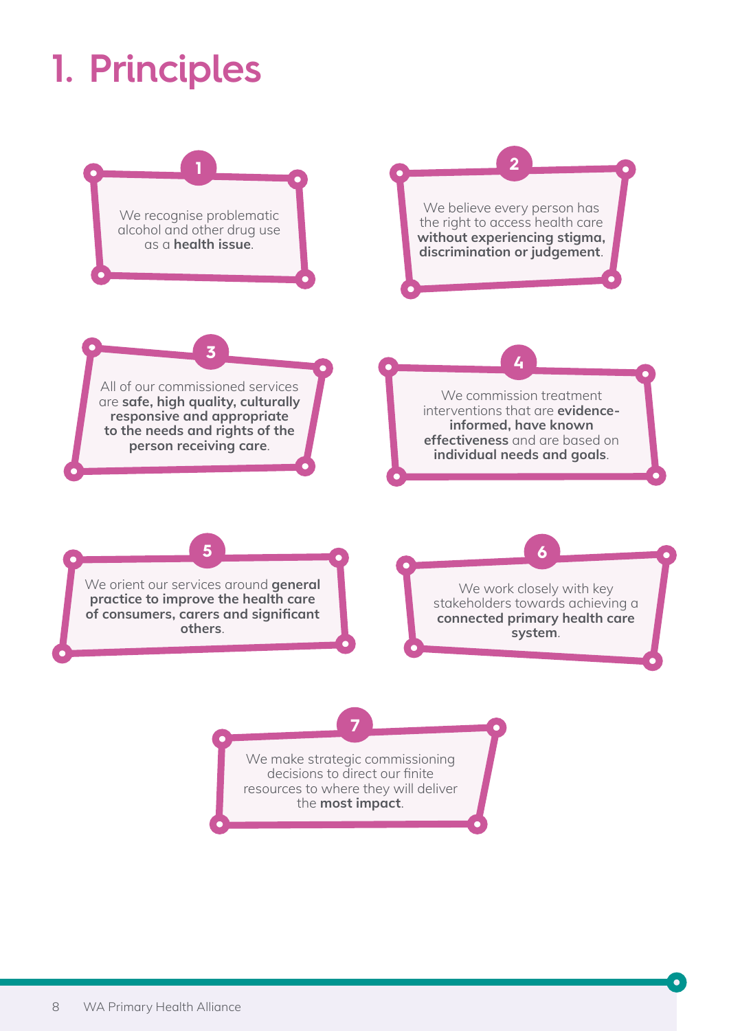# 1. Principles

1. We recognise problematic alcohol and other drug use as a **health issue**.

2. We believe every person has the right to access health care **without experiencing stigma, discrimination or judgement**.

3. All of our commissioned services are **safe, high quality, culturally responsive and appropriate to the needs and rights of the person receiving care**.

4. We commission treatment interventions that are **evidence-informed, have known effectiveness** and are based on **individual needs and goals**.

5. We orient our services around **general practice to improve the health care of consumers, carers and significant others**.

6. We work closely with key stakeholders towards achieving a **connected primary health care system**.

7. We make strategic commissioning decisions to direct our finite resources to where they will deliver the **most impact**.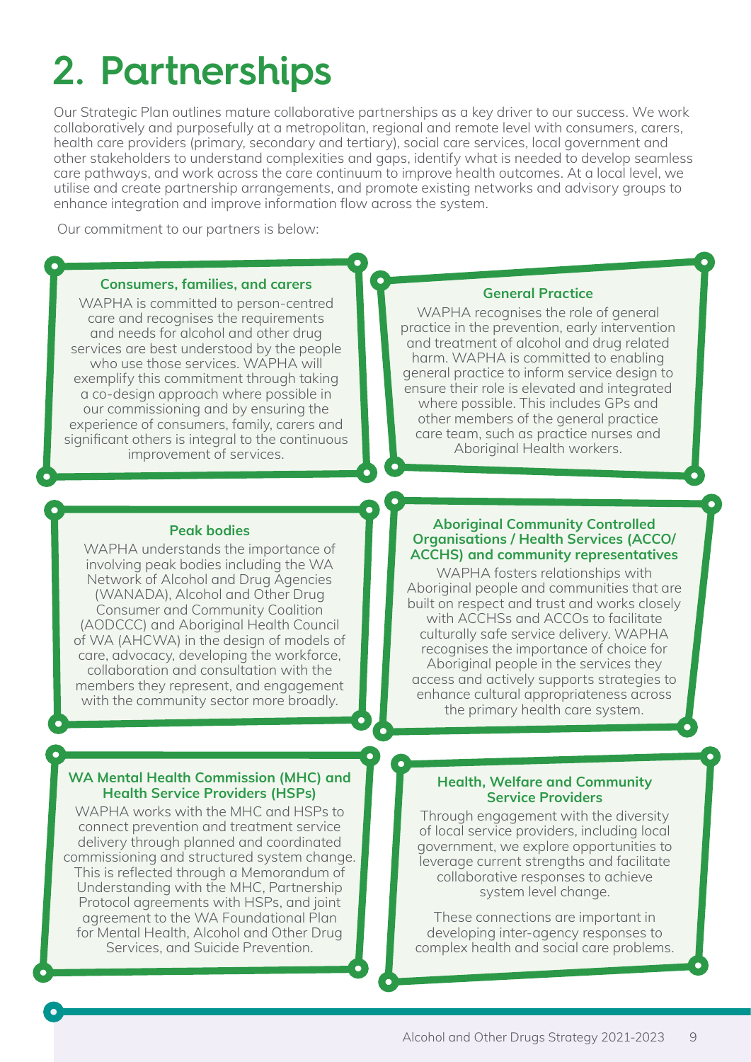# 2. Partnerships

Our Strategic Plan outlines mature collaborative partnerships as a key driver to our success. We work collaboratively and purposefully at a metropolitan, regional and remote level with consumers, carers, health care providers (primary, secondary and tertiary), social care services, local government and other stakeholders to understand complexities and gaps, identify what is needed to develop seamless care pathways, and work across the care continuum to improve health outcomes. At a local level, we utilise and create partnership arrangements, and promote existing networks and advisory groups to enhance integration and improve information flow across the system.

Our commitment to our partners is below:

### Consumers, families, and carers

WAPHA is committed to person-centred care and recognises the requirements and needs for alcohol and other drug services are best understood by the people who use those services. WAPHA will exemplify this commitment through taking a co-design approach where possible in our commissioning and by ensuring the experience of consumers, family, carers and significant others is integral to the continuous improvement of services.

### General Practice

WAPHA recognises the role of general practice in the prevention, early intervention and treatment of alcohol and drug related harm. WAPHA is committed to enabling general practice to inform service design to ensure their role is elevated and integrated where possible. This includes GPs and other members of the general practice care team, such as practice nurses and Aboriginal Health workers.

### Peak bodies

WAPHA understands the importance of involving peak bodies including the WA Network of Alcohol and Drug Agencies (WANADA), Alcohol and Other Drug Consumer and Community Coalition (AODCCC) and Aboriginal Health Council of WA (AHCWA) in the design of models of care, advocacy, developing the workforce, collaboration and consultation with the members they represent, and engagement with the community sector more broadly.

### Aboriginal Community Controlled Organisations / Health Services (ACCO/ ACCHS) and community representatives

WAPHA fosters relationships with Aboriginal people and communities that are built on respect and trust and works closely with ACCHSs and ACCOs to facilitate culturally safe service delivery. WAPHA recognises the importance of choice for Aboriginal people in the services they access and actively supports strategies to enhance cultural appropriateness across the primary health care system.

### WA Mental Health Commission (MHC) and Health Service Providers (HSPs)

WAPHA works with the MHC and HSPs to connect prevention and treatment service delivery through planned and coordinated commissioning and structured system change. This is reflected through a Memorandum of Understanding with the MHC, Partnership Protocol agreements with HSPs, and joint agreement to the WA Foundational Plan for Mental Health, Alcohol and Other Drug Services, and Suicide Prevention.

### Health, Welfare and Community Service Providers

Through engagement with the diversity of local service providers, including local government, we explore opportunities to leverage current strengths and facilitate collaborative responses to achieve system level change.

These connections are important in developing inter-agency responses to complex health and social care problems.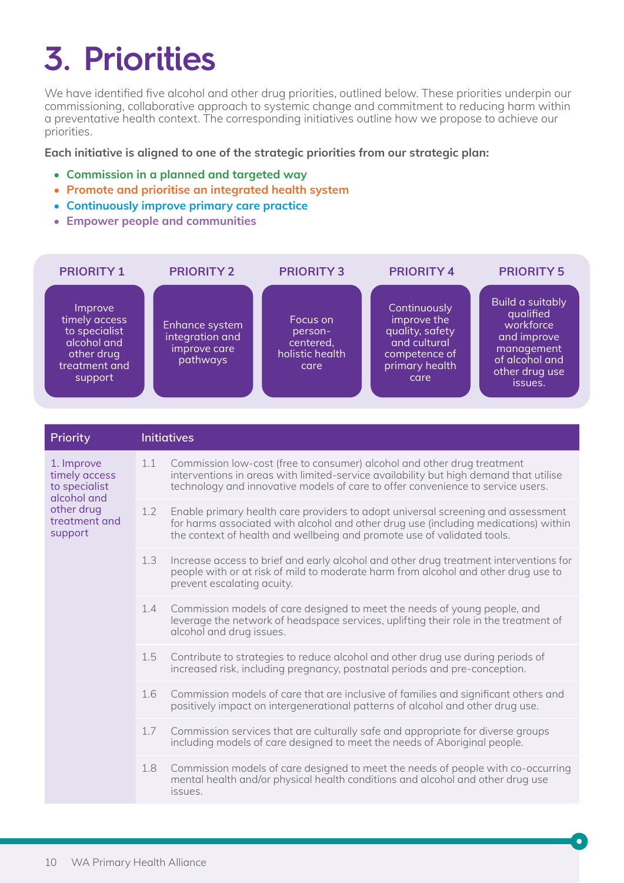# 3. Priorities

We have identified five alcohol and other drug priorities, outlined below. These priorities underpin our commissioning, collaborative approach to systemic change and commitment to reducing harm within a preventative health context. The corresponding initiatives outline how we propose to achieve our priorities.

**Each initiative is aligned to one of the strategic priorities from our strategic plan:**

- **Commission in a planned and targeted way**
- **Promote and prioritise an integrated health system**
- **Continuously improve primary care practice**
- **Empower people and communities**

| PRIORITY 1 | PRIORITY 2 | PRIORITY 3 | PRIORITY 4 | PRIORITY 5 |
|---|---|---|---|---|
| Improve timely access to specialist alcohol and other drug treatment and support | Enhance system integration and improve care pathways | Focus on person-centered, holistic health care | Continuously improve the quality, safety and cultural competence of primary health care | Build a suitably qualified workforce and improve management of alcohol and other drug use issues. |

| Priority | | Initiatives |
|---|---|---|
| 1. Improve timely access to specialist alcohol and other drug treatment and support | 1.1 | Commission low-cost (free to consumer) alcohol and other drug treatment interventions in areas with limited-service availability but high demand that utilise technology and innovative models of care to offer convenience to service users. |
| | 1.2 | Enable primary health care providers to adopt universal screening and assessment for harms associated with alcohol and other drug use (including medications) within the context of health and wellbeing and promote use of validated tools. |
| | 1.3 | Increase access to brief and early alcohol and other drug treatment interventions for people with or at risk of mild to moderate harm from alcohol and other drug use to prevent escalating acuity. |
| | 1.4 | Commission models of care designed to meet the needs of young people, and leverage the network of headspace services, uplifting their role in the treatment of alcohol and drug issues. |
| | 1.5 | Contribute to strategies to reduce alcohol and other drug use during periods of increased risk, including pregnancy, postnatal periods and pre-conception. |
| | 1.6 | Commission models of care that are inclusive of families and significant others and positively impact on intergenerational patterns of alcohol and other drug use. |
| | 1.7 | Commission services that are culturally safe and appropriate for diverse groups including models of care designed to meet the needs of Aboriginal people. |
| | 1.8 | Commission models of care designed to meet the needs of people with co-occurring mental health and/or physical health conditions and alcohol and other drug use issues. |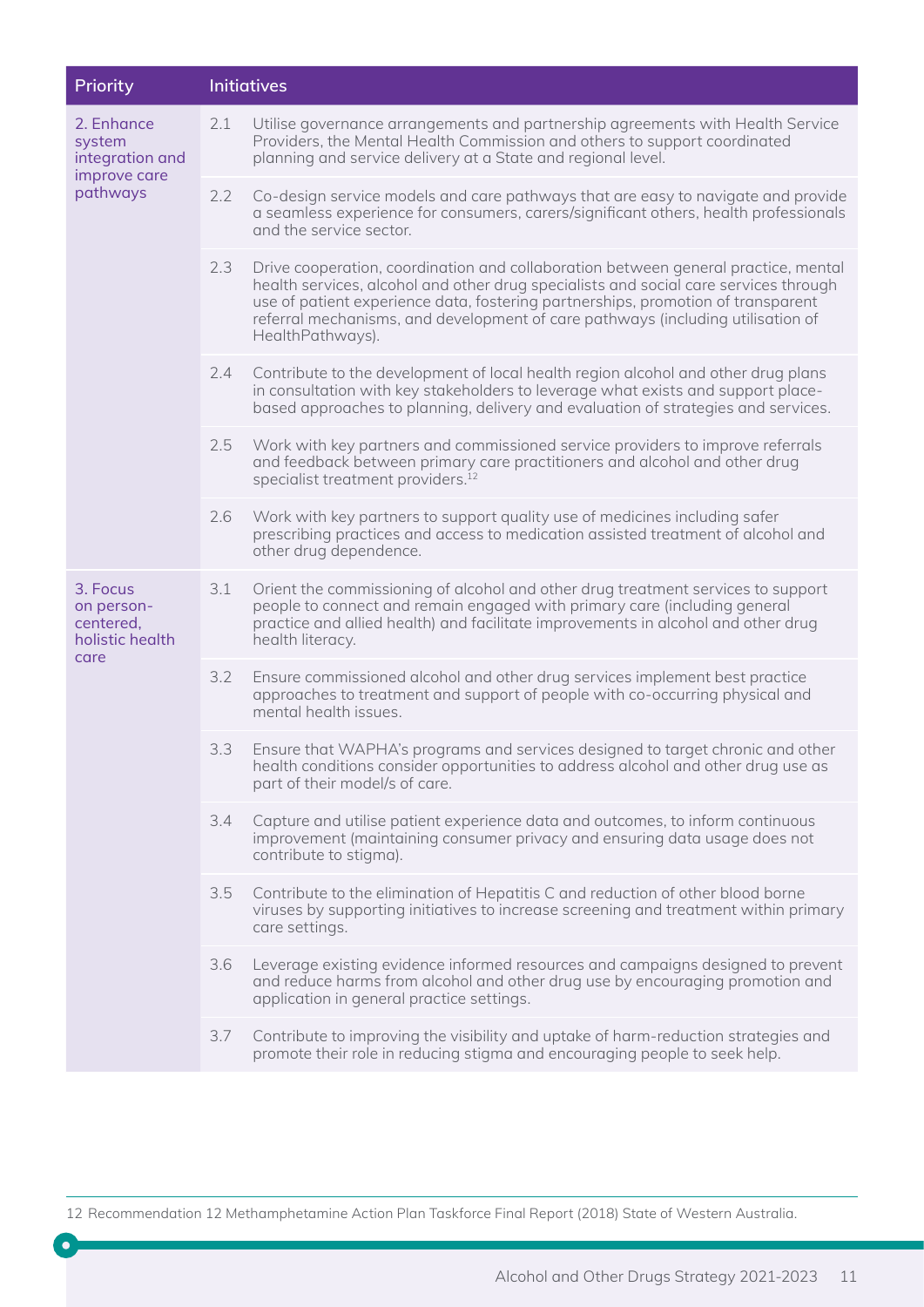| Priority | Initiatives | |
|---|---|---|
| 2. Enhance system integration and improve care pathways | 2.1 | Utilise governance arrangements and partnership agreements with Health Service Providers, the Mental Health Commission and others to support coordinated planning and service delivery at a State and regional level. |
| | 2.2 | Co-design service models and care pathways that are easy to navigate and provide a seamless experience for consumers, carers/significant others, health professionals and the service sector. |
| | 2.3 | Drive cooperation, coordination and collaboration between general practice, mental health services, alcohol and other drug specialists and social care services through use of patient experience data, fostering partnerships, promotion of transparent referral mechanisms, and development of care pathways (including utilisation of HealthPathways). |
| | 2.4 | Contribute to the development of local health region alcohol and other drug plans in consultation with key stakeholders to leverage what exists and support place-based approaches to planning, delivery and evaluation of strategies and services. |
| | 2.5 | Work with key partners and commissioned service providers to improve referrals and feedback between primary care practitioners and alcohol and other drug specialist treatment providers.[12] |
| | 2.6 | Work with key partners to support quality use of medicines including safer prescribing practices and access to medication assisted treatment of alcohol and other drug dependence. |
| 3. Focus on person-centered, holistic health care | 3.1 | Orient the commissioning of alcohol and other drug treatment services to support people to connect and remain engaged with primary care (including general practice and allied health) and facilitate improvements in alcohol and other drug health literacy. |
| | 3.2 | Ensure commissioned alcohol and other drug services implement best practice approaches to treatment and support of people with co-occurring physical and mental health issues. |
| | 3.3 | Ensure that WAPHA's programs and services designed to target chronic and other health conditions consider opportunities to address alcohol and other drug use as part of their model/s of care. |
| | 3.4 | Capture and utilise patient experience data and outcomes, to inform continuous improvement (maintaining consumer privacy and ensuring data usage does not contribute to stigma). |
| | 3.5 | Contribute to the elimination of Hepatitis C and reduction of other blood borne viruses by supporting initiatives to increase screening and treatment within primary care settings. |
| | 3.6 | Leverage existing evidence informed resources and campaigns designed to prevent and reduce harms from alcohol and other drug use by encouraging promotion and application in general practice settings. |
| | 3.7 | Contribute to improving the visibility and uptake of harm-reduction strategies and promote their role in reducing stigma and encouraging people to seek help. |

12 Recommendation 12 Methamphetamine Action Plan Taskforce Final Report (2018) State of Western Australia.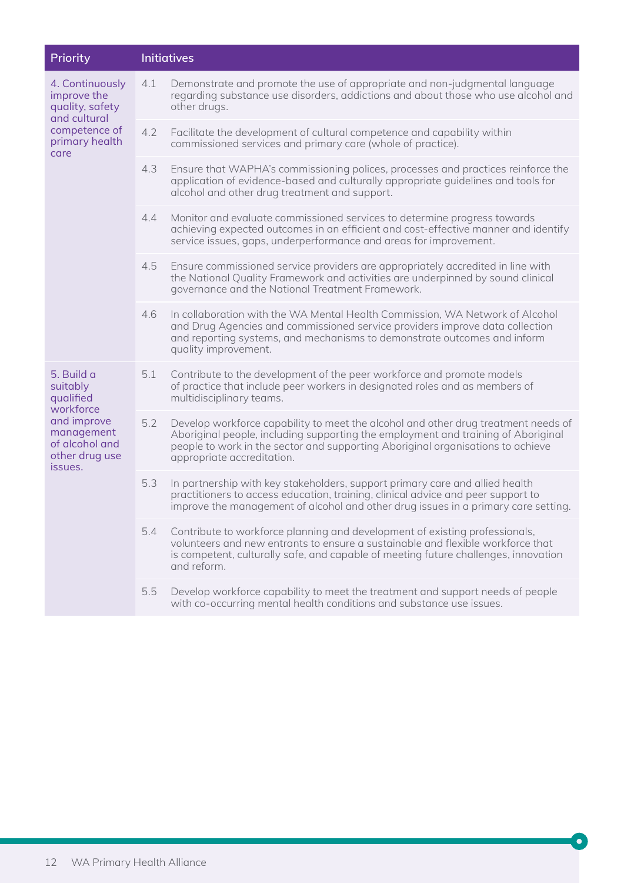| Priority | | Initiatives |
|---|---|---|
| 4. Continuously improve the quality, safety and cultural competence of primary health care | 4.1 | Demonstrate and promote the use of appropriate and non-judgmental language regarding substance use disorders, addictions and about those who use alcohol and other drugs. |
| | 4.2 | Facilitate the development of cultural competence and capability within commissioned services and primary care (whole of practice). |
| | 4.3 | Ensure that WAPHA's commissioning polices, processes and practices reinforce the application of evidence-based and culturally appropriate guidelines and tools for alcohol and other drug treatment and support. |
| | 4.4 | Monitor and evaluate commissioned services to determine progress towards achieving expected outcomes in an efficient and cost-effective manner and identify service issues, gaps, underperformance and areas for improvement. |
| | 4.5 | Ensure commissioned service providers are appropriately accredited in line with the National Quality Framework and activities are underpinned by sound clinical governance and the National Treatment Framework. |
| | 4.6 | In collaboration with the WA Mental Health Commission, WA Network of Alcohol and Drug Agencies and commissioned service providers improve data collection and reporting systems, and mechanisms to demonstrate outcomes and inform quality improvement. |
| 5. Build a suitably qualified workforce and improve management of alcohol and other drug use issues. | 5.1 | Contribute to the development of the peer workforce and promote models of practice that include peer workers in designated roles and as members of multidisciplinary teams. |
| | 5.2 | Develop workforce capability to meet the alcohol and other drug treatment needs of Aboriginal people, including supporting the employment and training of Aboriginal people to work in the sector and supporting Aboriginal organisations to achieve appropriate accreditation. |
| | 5.3 | In partnership with key stakeholders, support primary care and allied health practitioners to access education, training, clinical advice and peer support to improve the management of alcohol and other drug issues in a primary care setting. |
| | 5.4 | Contribute to workforce planning and development of existing professionals, volunteers and new entrants to ensure a sustainable and flexible workforce that is competent, culturally safe, and capable of meeting future challenges, innovation and reform. |
| | 5.5 | Develop workforce capability to meet the treatment and support needs of people with co-occurring mental health conditions and substance use issues. |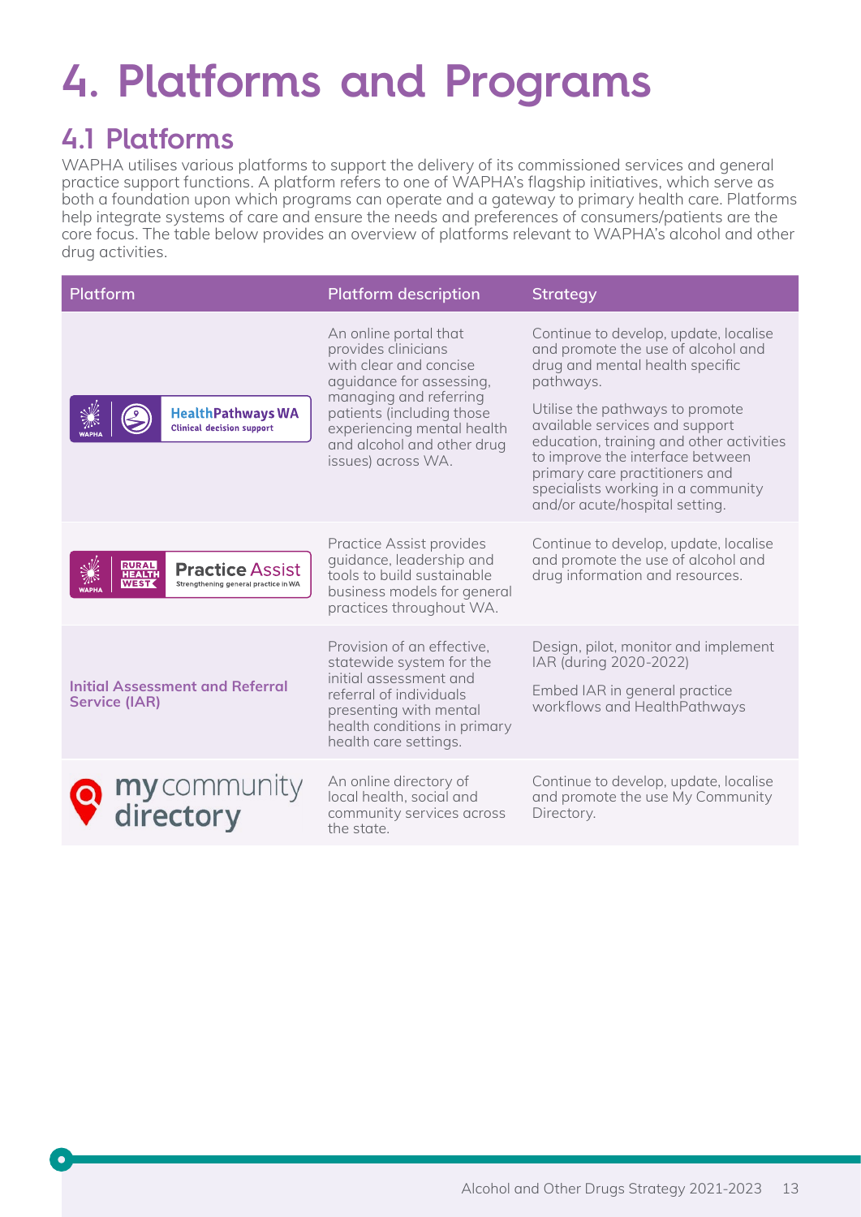# 4. Platforms and Programs

## 4.1 Platforms

WAPHA utilises various platforms to support the delivery of its commissioned services and general practice support functions. A platform refers to one of WAPHA's flagship initiatives, which serve as both a foundation upon which programs can operate and a gateway to primary health care. Platforms help integrate systems of care and ensure the needs and preferences of consumers/patients are the core focus. The table below provides an overview of platforms relevant to WAPHA's alcohol and other drug activities.

| Platform | Platform description | Strategy |
|---|---|---|
| HealthPathways WA Clinical decision support | An online portal that provides clinicians with clear and concise aguidance for assessing, managing and referring patients (including those experiencing mental health and alcohol and other drug issues) across WA. | Continue to develop, update, localise and promote the use of alcohol and drug and mental health specific pathways.<br><br>Utilise the pathways to promote available services and support education, training and other activities to improve the interface between primary care practitioners and specialists working in a community and/or acute/hospital setting. |
| Practice Assist Strengthening general practice in WA | Practice Assist provides guidance, leadership and tools to build sustainable business models for general practices throughout WA. | Continue to develop, update, localise and promote the use of alcohol and drug information and resources. |
| **Initial Assessment and Referral Service (IAR)** | Provision of an effective, statewide system for the initial assessment and referral of individuals presenting with mental health conditions in primary health care settings. | Design, pilot, monitor and implement IAR (during 2020-2022)<br><br>Embed IAR in general practice workflows and HealthPathways |
| my community directory | An online directory of local health, social and community services across the state. | Continue to develop, update, localise and promote the use My Community Directory. |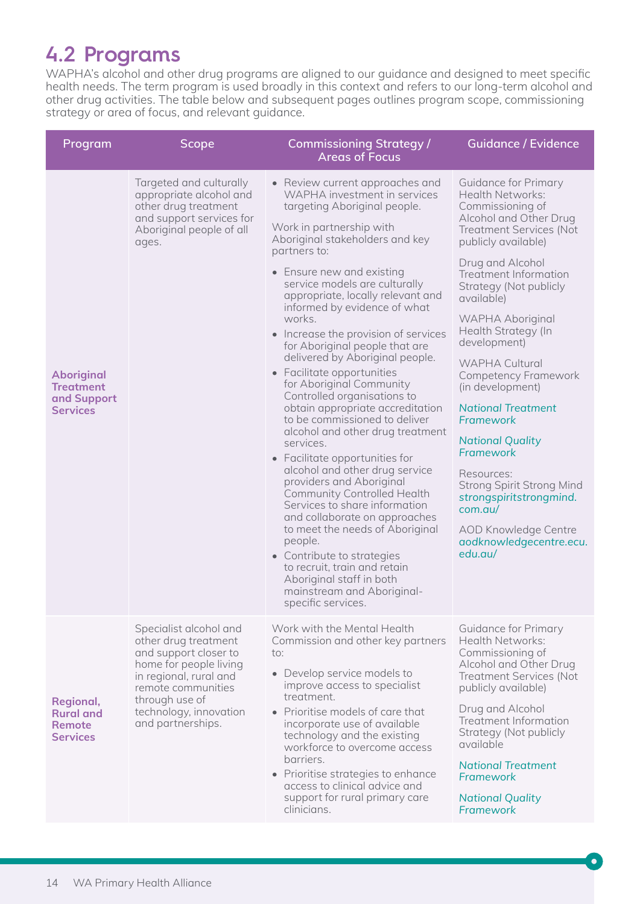## 4.2 Programs

WAPHA's alcohol and other drug programs are aligned to our guidance and designed to meet specific health needs. The term program is used broadly in this context and refers to our long-term alcohol and other drug activities. The table below and subsequent pages outlines program scope, commissioning strategy or area of focus, and relevant guidance.

| Program | Scope | Commissioning Strategy / Areas of Focus | Guidance / Evidence |
|---|---|---|---|
| **Aboriginal Treatment and Support Services** | Targeted and culturally appropriate alcohol and other drug treatment and support services for Aboriginal people of all ages. | • Review current approaches and WAPHA investment in services targeting Aboriginal people.<br><br>Work in partnership with Aboriginal stakeholders and key partners to:<br><br>• Ensure new and existing service models are culturally appropriate, locally relevant and informed by evidence of what works.<br>• Increase the provision of services for Aboriginal people that are delivered by Aboriginal people.<br>• Facilitate opportunities for Aboriginal Community Controlled organisations to obtain appropriate accreditation to be commissioned to deliver alcohol and other drug treatment services.<br>• Facilitate opportunities for alcohol and other drug service providers and Aboriginal Community Controlled Health Services to share information and collaborate on approaches to meet the needs of Aboriginal people.<br>• Contribute to strategies to recruit, train and retain Aboriginal staff in both mainstream and Aboriginal-specific services. | Guidance for Primary Health Networks: Commissioning of Alcohol and Other Drug Treatment Services (Not publicly available)<br><br>Drug and Alcohol Treatment Information Strategy (Not publicly available)<br><br>WAPHA Aboriginal Health Strategy (In development)<br><br>WAPHA Cultural Competency Framework (in development)<br><br>*National Treatment Framework*<br><br>*National Quality Framework*<br><br>Resources:<br>Strong Spirit Strong Mind *strongspiritstrongmind.com.au/*<br><br>AOD Knowledge Centre *aodknowledgecentre.ecu.edu.au/* |
| **Regional, Rural and Remote Services** | Specialist alcohol and other drug treatment and support closer to home for people living in regional, rural and remote communities through use of technology, innovation and partnerships. | Work with the Mental Health Commission and other key partners to:<br><br>• Develop service models to improve access to specialist treatment.<br>• Prioritise models of care that incorporate use of available technology and the existing workforce to overcome access barriers.<br>• Prioritise strategies to enhance access to clinical advice and support for rural primary care clinicians. | Guidance for Primary Health Networks: Commissioning of Alcohol and Other Drug Treatment Services (Not publicly available)<br><br>Drug and Alcohol Treatment Information Strategy (Not publicly available<br><br>*National Treatment Framework*<br><br>*National Quality Framework* |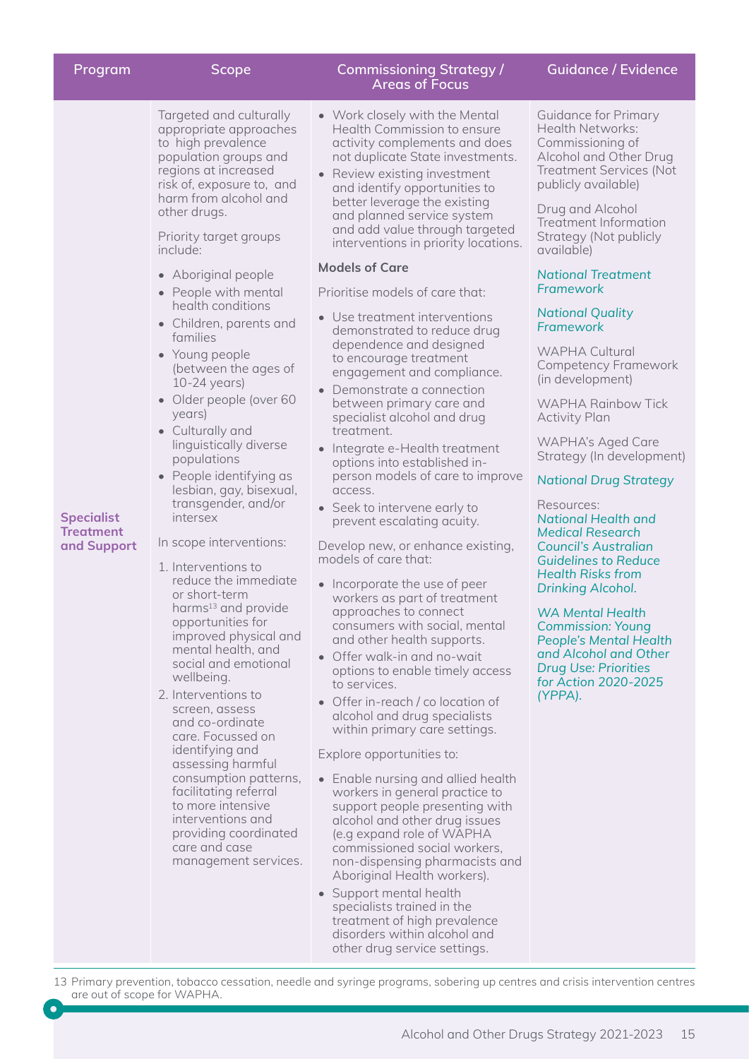| Program | Scope | Commissioning Strategy / Areas of Focus | Guidance / Evidence |
|---|---|---|---|
| **Specialist Treatment and Support** | Targeted and culturally appropriate approaches to high prevalence population groups and regions at increased risk of, exposure to, and harm from alcohol and other drugs.<br><br>Priority target groups include:<br>• Aboriginal people<br>• People with mental health conditions<br>• Children, parents and families<br>• Young people (between the ages of 10-24 years)<br>• Older people (over 60 years)<br>• Culturally and linguistically diverse populations<br>• People identifying as lesbian, gay, bisexual, transgender, and/or intersex<br><br>In scope interventions:<br>1. Interventions to reduce the immediate or short-term harms[13] and provide opportunities for improved physical and mental health, and social and emotional wellbeing.<br>2. Interventions to screen, assess and co-ordinate care. Focussed on identifying and assessing harmful consumption patterns, facilitating referral to more intensive interventions and providing coordinated care and case management services. | • Work closely with the Mental Health Commission to ensure activity complements and does not duplicate State investments.<br>• Review existing investment and identify opportunities to better leverage the existing and planned service system and add value through targeted interventions in priority locations.<br><br>**Models of Care**<br><br>Prioritise models of care that:<br>• Use treatment interventions demonstrated to reduce drug dependence and designed to encourage treatment engagement and compliance.<br>• Demonstrate a connection between primary care and specialist alcohol and drug treatment.<br>• Integrate e-Health treatment options into established in-person models of care to improve access.<br>• Seek to intervene early to prevent escalating acuity.<br><br>Develop new, or enhance existing, models of care that:<br>• Incorporate the use of peer workers as part of treatment approaches to connect consumers with social, mental and other health supports.<br>• Offer walk-in and no-wait options to enable timely access to services.<br>• Offer in-reach / co location of alcohol and drug specialists within primary care settings.<br><br>Explore opportunities to:<br>• Enable nursing and allied health workers in general practice to support people presenting with alcohol and other drug issues (e.g expand role of WAPHA commissioned social workers, non-dispensing pharmacists and Aboriginal Health workers).<br>• Support mental health specialists trained in the treatment of high prevalence disorders within alcohol and other drug service settings. | Guidance for Primary Health Networks: Commissioning of Alcohol and Other Drug Treatment Services (Not publicly available)<br><br>Drug and Alcohol Treatment Information Strategy (Not publicly available)<br><br>*National Treatment Framework*<br><br>*National Quality Framework*<br><br>WAPHA Cultural Competency Framework (in development)<br><br>WAPHA Rainbow Tick Activity Plan<br><br>WAPHA's Aged Care Strategy (In development)<br><br>*National Drug Strategy*<br><br>Resources:<br>*National Health and Medical Research Council's Australian Guidelines to Reduce Health Risks from Drinking Alcohol.*<br><br>*WA Mental Health Commission: Young People's Mental Health and Alcohol and Other Drug Use: Priorities for Action 2020-2025 (YPPA).* |

13 Primary prevention, tobacco cessation, needle and syringe programs, sobering up centres and crisis intervention centres are out of scope for WAPHA.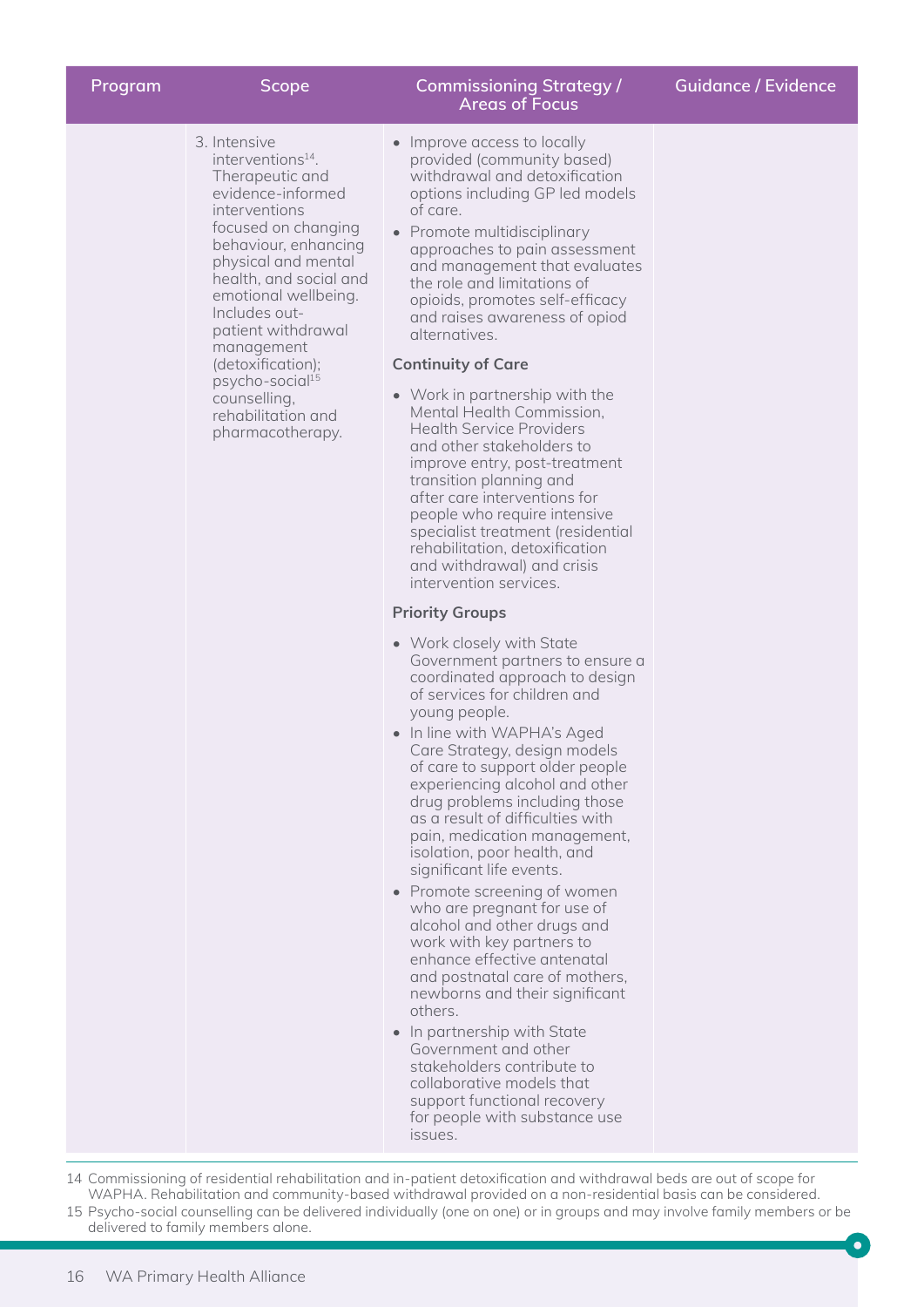| Program | Scope | Commissioning Strategy / Areas of Focus | Guidance / Evidence |
|---|---|---|---|
| | 3. Intensive interventions[14]. Therapeutic and evidence-informed interventions focused on changing behaviour, enhancing physical and mental health, and social and emotional wellbeing. Includes out-patient withdrawal management (detoxification); psycho-social[15] counselling, rehabilitation and pharmacotherapy. | • Improve access to locally provided (community based) withdrawal and detoxification options including GP led models of care.<br>• Promote multidisciplinary approaches to pain assessment and management that evaluates the role and limitations of opioids, promotes self-efficacy and raises awareness of opiod alternatives.<br><br>**Continuity of Care**<br><br>• Work in partnership with the Mental Health Commission, Health Service Providers and other stakeholders to improve entry, post-treatment transition planning and after care interventions for people who require intensive specialist treatment (residential rehabilitation, detoxification and withdrawal) and crisis intervention services.<br><br>**Priority Groups**<br><br>• Work closely with State Government partners to ensure a coordinated approach to design of services for children and young people.<br>• In line with WAPHA's Aged Care Strategy, design models of care to support older people experiencing alcohol and other drug problems including those as a result of difficulties with pain, medication management, isolation, poor health, and significant life events.<br>• Promote screening of women who are pregnant for use of alcohol and other drugs and work with key partners to enhance effective antenatal and postnatal care of mothers, newborns and their significant others.<br>• In partnership with State Government and other stakeholders contribute to collaborative models that support functional recovery for people with substance use issues. | |

14 Commissioning of residential rehabilitation and in-patient detoxification and withdrawal beds are out of scope for WAPHA. Rehabilitation and community-based withdrawal provided on a non-residential basis can be considered.

15 Psycho-social counselling can be delivered individually (one on one) or in groups and may involve family members or be delivered to family members alone.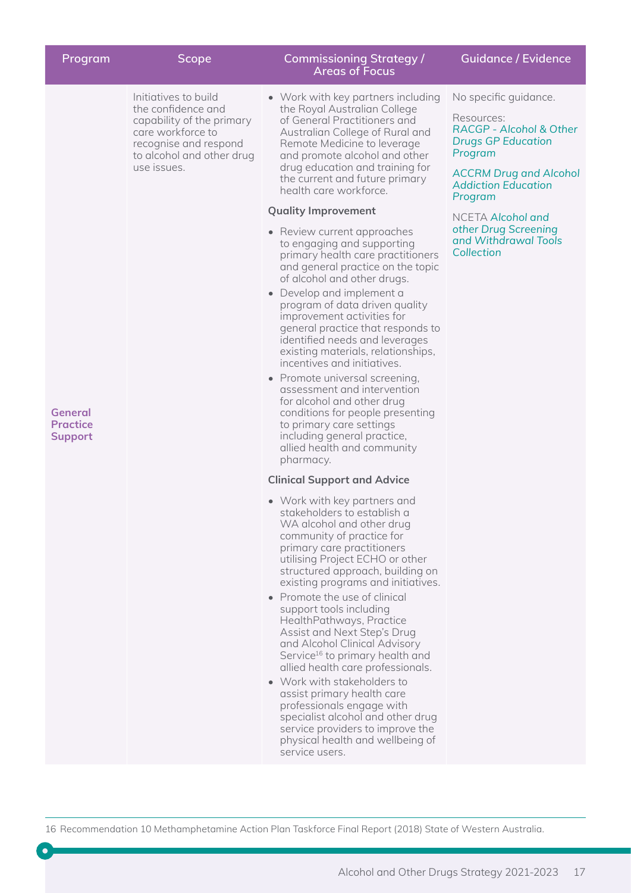| Program | Scope | Commissioning Strategy / Areas of Focus | Guidance / Evidence |
|---|---|---|---|
| **General Practice Support** | Initiatives to build the confidence and capability of the primary care workforce to recognise and respond to alcohol and other drug use issues. | • Work with key partners including the Royal Australian College of General Practitioners and Australian College of Rural and Remote Medicine to leverage and promote alcohol and other drug education and training for the current and future primary health care workforce.<br><br>**Quality Improvement**<br><br>• Review current approaches to engaging and supporting primary health care practitioners and general practice on the topic of alcohol and other drugs.<br>• Develop and implement a program of data driven quality improvement activities for general practice that responds to identified needs and leverages existing materials, relationships, incentives and initiatives.<br>• Promote universal screening, assessment and intervention for alcohol and other drug conditions for people presenting to primary care settings including general practice, allied health and community pharmacy.<br><br>**Clinical Support and Advice**<br><br>• Work with key partners and stakeholders to establish a WA alcohol and other drug community of practice for primary care practitioners utilising Project ECHO or other structured approach, building on existing programs and initiatives.<br>• Promote the use of clinical support tools including HealthPathways, Practice Assist and Next Step's Drug and Alcohol Clinical Advisory Service[16] to primary health and allied health care professionals.<br>• Work with stakeholders to assist primary health care professionals engage with specialist alcohol and other drug service providers to improve the physical health and wellbeing of service users. | No specific guidance.<br><br>Resources:<br>*RACGP - Alcohol & Other Drugs GP Education Program*<br><br>*ACCRM Drug and Alcohol Addiction Education Program*<br><br>NCETA *Alcohol and other Drug Screening and Withdrawal Tools Collection* |

16 Recommendation 10 Methamphetamine Action Plan Taskforce Final Report (2018) State of Western Australia.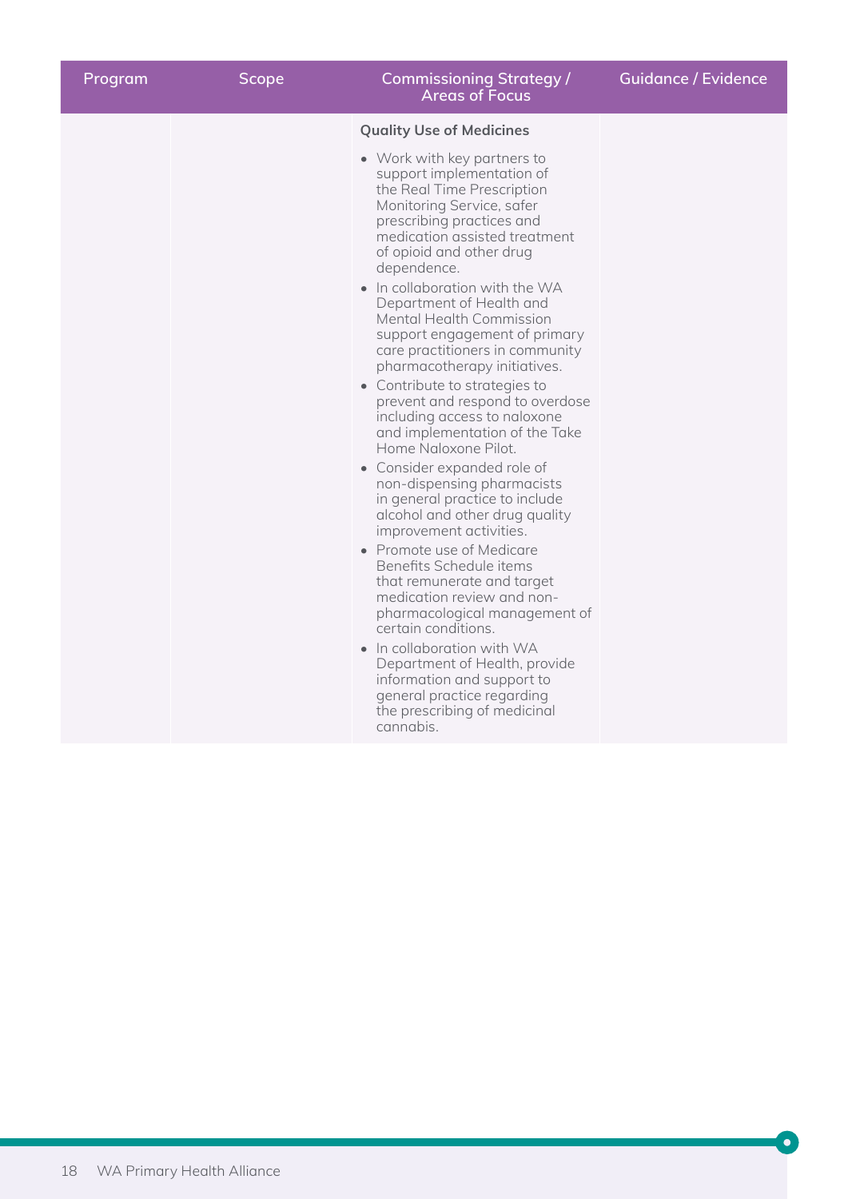| Program | Scope | Commissioning Strategy / Areas of Focus | Guidance / Evidence |
|---|---|---|---|
| | | **Quality Use of Medicines**<br>• Work with key partners to support implementation of the Real Time Prescription Monitoring Service, safer prescribing practices and medication assisted treatment of opioid and other drug dependence.<br>• In collaboration with the WA Department of Health and Mental Health Commission support engagement of primary care practitioners in community pharmacotherapy initiatives.<br>• Contribute to strategies to prevent and respond to overdose including access to naloxone and implementation of the Take Home Naloxone Pilot.<br>• Consider expanded role of non-dispensing pharmacists in general practice to include alcohol and other drug quality improvement activities.<br>• Promote use of Medicare Benefits Schedule items that remunerate and target medication review and non-pharmacological management of certain conditions.<br>• In collaboration with WA Department of Health, provide information and support to general practice regarding the prescribing of medicinal cannabis. | |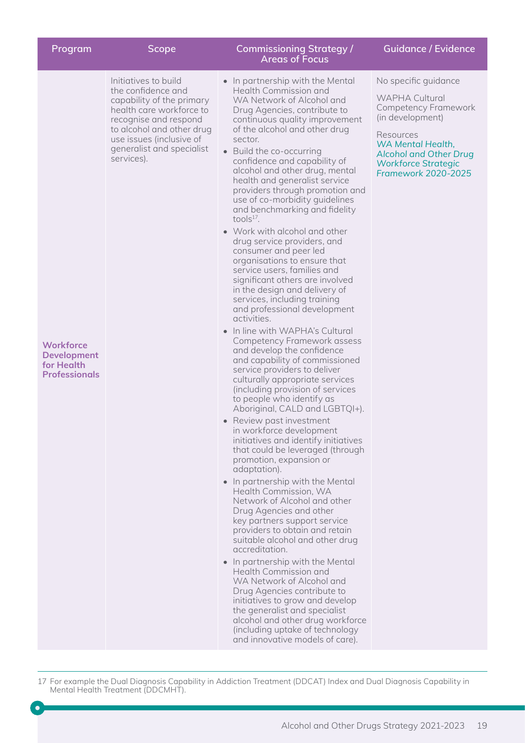| Program | Scope | Commissioning Strategy / Areas of Focus | Guidance / Evidence |
|---|---|---|---|
| **Workforce Development for Health Professionals** | Initiatives to build the confidence and capability of the primary health care workforce to recognise and respond to alcohol and other drug use issues (inclusive of generalist and specialist services). | • In partnership with the Mental Health Commission and WA Network of Alcohol and Drug Agencies, contribute to continuous quality improvement of the alcohol and other drug sector.<br>• Build the co-occurring confidence and capability of alcohol and other drug, mental health and generalist service providers through promotion and use of co-morbidity guidelines and benchmarking and fidelity tools[17].<br>• Work with alcohol and other drug service providers, and consumer and peer led organisations to ensure that service users, families and significant others are involved in the design and delivery of services, including training and professional development activities.<br>• In line with WAPHA's Cultural Competency Framework assess and develop the confidence and capability of commissioned service providers to deliver culturally appropriate services (including provision of services to people who identify as Aboriginal, CALD and LGBTQI+).<br>• Review past investment in workforce development initiatives and identify initiatives that could be leveraged (through promotion, expansion or adaptation).<br>• In partnership with the Mental Health Commission, WA Network of Alcohol and other Drug Agencies and other key partners support service providers to obtain and retain suitable alcohol and other drug accreditation.<br>• In partnership with the Mental Health Commission and WA Network of Alcohol and Drug Agencies contribute to initiatives to grow and develop the generalist and specialist alcohol and other drug workforce (including uptake of technology and innovative models of care). | No specific guidance<br><br>WAPHA Cultural Competency Framework (in development)<br><br>Resources<br>*WA Mental Health, Alcohol and Other Drug Workforce Strategic Framework 2020-2025* |

17 For example the Dual Diagnosis Capability in Addiction Treatment (DDCAT) Index and Dual Diagnosis Capability in Mental Health Treatment (DDCMHT).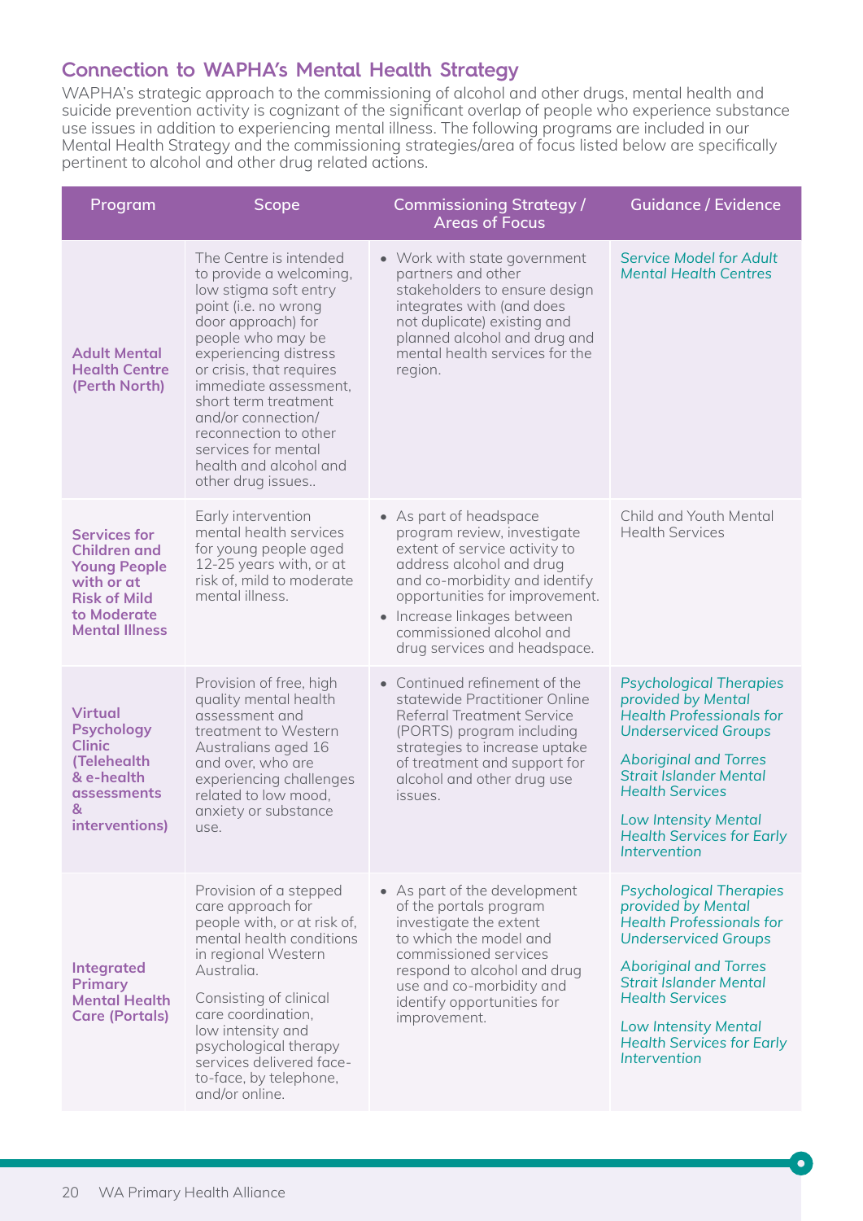## Connection to WAPHA's Mental Health Strategy

WAPHA's strategic approach to the commissioning of alcohol and other drugs, mental health and suicide prevention activity is cognizant of the significant overlap of people who experience substance use issues in addition to experiencing mental illness. The following programs are included in our Mental Health Strategy and the commissioning strategies/area of focus listed below are specifically pertinent to alcohol and other drug related actions.

| Program | Scope | Commissioning Strategy / Areas of Focus | Guidance / Evidence |
|---|---|---|---|
| **Adult Mental Health Centre (Perth North)** | The Centre is intended to provide a welcoming, low stigma soft entry point (i.e. no wrong door approach) for people who may be experiencing distress or crisis, that requires immediate assessment, short term treatment and/or connection/ reconnection to other services for mental health and alcohol and other drug issues.. | • Work with state government partners and other stakeholders to ensure design integrates with (and does not duplicate) existing and planned alcohol and drug and mental health services for the region. | *Service Model for Adult Mental Health Centres* |
| **Services for Children and Young People with or at Risk of Mild to Moderate Mental Illness** | Early intervention mental health services for young people aged 12-25 years with, or at risk of, mild to moderate mental illness. | • As part of headspace program review, investigate extent of service activity to address alcohol and drug and co-morbidity and identify opportunities for improvement.<br>• Increase linkages between commissioned alcohol and drug services and headspace. | Child and Youth Mental Health Services |
| **Virtual Psychology Clinic (Telehealth & e-health assessments & interventions)** | Provision of free, high quality mental health assessment and treatment to Western Australians aged 16 and over, who are experiencing challenges related to low mood, anxiety or substance use. | • Continued refinement of the statewide Practitioner Online Referral Treatment Service (PORTS) program including strategies to increase uptake of treatment and support for alcohol and other drug use issues. | *Psychological Therapies provided by Mental Health Professionals for Underserviced Groups*<br><br>*Aboriginal and Torres Strait Islander Mental Health Services*<br><br>*Low Intensity Mental Health Services for Early Intervention* |
| **Integrated Primary Mental Health Care (Portals)** | Provision of a stepped care approach for people with, or at risk of, mental health conditions in regional Western Australia.<br><br>Consisting of clinical care coordination, low intensity and psychological therapy services delivered face-to-face, by telephone, and/or online. | • As part of the development of the portals program investigate the extent to which the model and commissioned services respond to alcohol and drug use and co-morbidity and identify opportunities for improvement. | *Psychological Therapies provided by Mental Health Professionals for Underserviced Groups*<br><br>*Aboriginal and Torres Strait Islander Mental Health Services*<br><br>*Low Intensity Mental Health Services for Early Intervention* |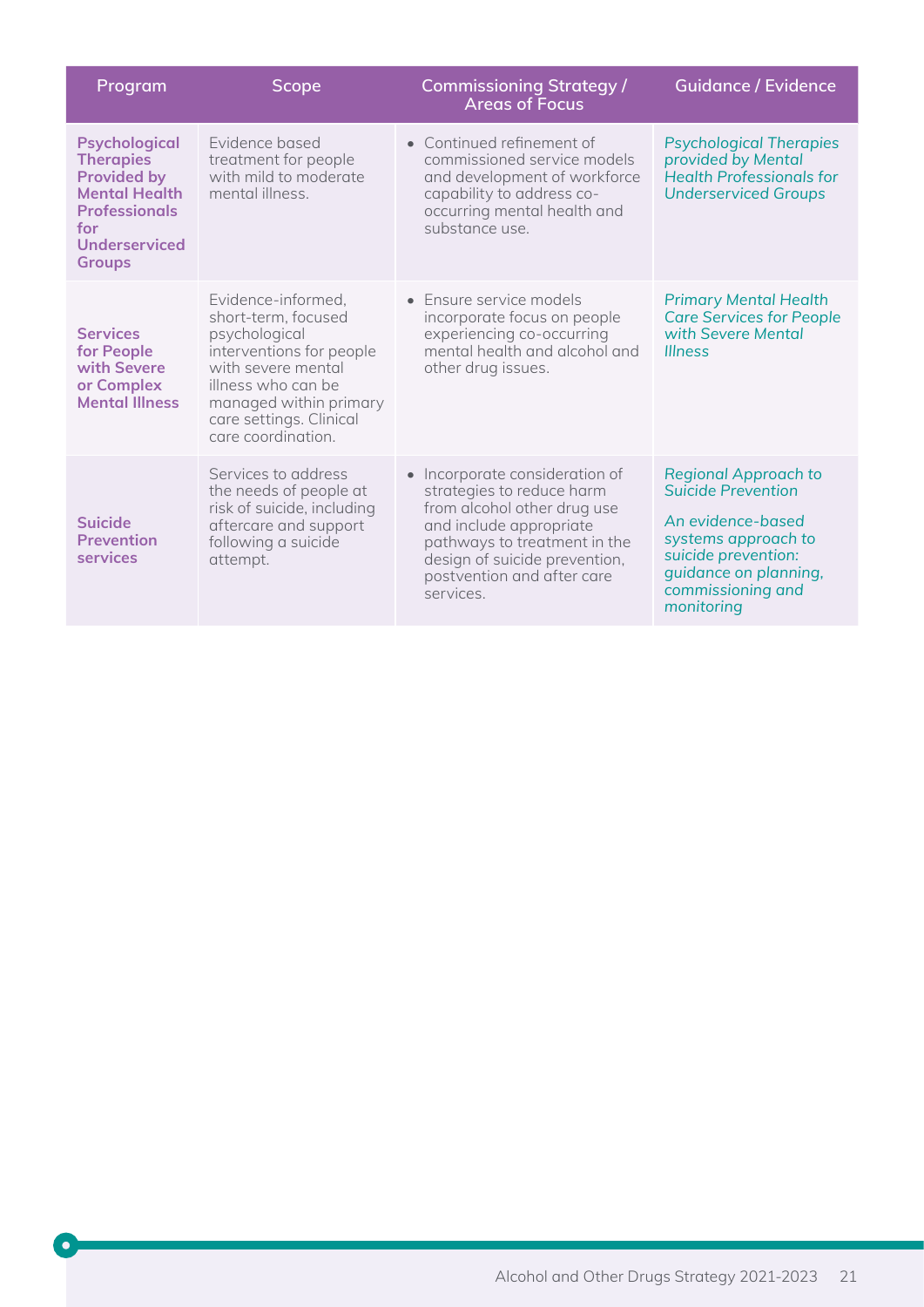| Program | Scope | Commissioning Strategy / Areas of Focus | Guidance / Evidence |
|---|---|---|---|
| **Psychological Therapies Provided by Mental Health Professionals for Underserviced Groups** | Evidence based treatment for people with mild to moderate mental illness. | • Continued refinement of commissioned service models and development of workforce capability to address co-occurring mental health and substance use. | *Psychological Therapies provided by Mental Health Professionals for Underserviced Groups* |
| **Services for People with Severe or Complex Mental Illness** | Evidence-informed, short-term, focused psychological interventions for people with severe mental illness who can be managed within primary care settings. Clinical care coordination. | • Ensure service models incorporate focus on people experiencing co-occurring mental health and alcohol and other drug issues. | *Primary Mental Health Care Services for People with Severe Mental Illness* |
| **Suicide Prevention services** | Services to address the needs of people at risk of suicide, including aftercare and support following a suicide attempt. | • Incorporate consideration of strategies to reduce harm from alcohol other drug use and include appropriate pathways to treatment in the design of suicide prevention, postvention and after care services. | *Regional Approach to Suicide Prevention*<br><br>*An evidence-based systems approach to suicide prevention: guidance on planning, commissioning and monitoring* |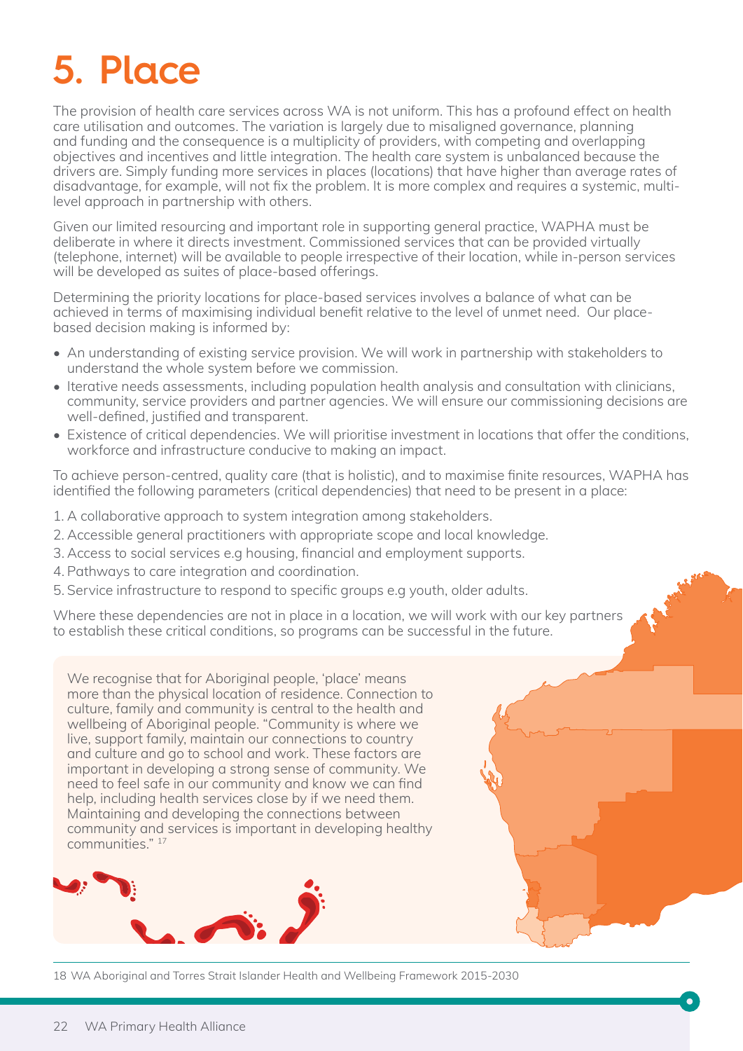# 5. Place

The provision of health care services across WA is not uniform. This has a profound effect on health care utilisation and outcomes. The variation is largely due to misaligned governance, planning and funding and the consequence is a multiplicity of providers, with competing and overlapping objectives and incentives and little integration. The health care system is unbalanced because the drivers are. Simply funding more services in places (locations) that have higher than average rates of disadvantage, for example, will not fix the problem. It is more complex and requires a systemic, multi-level approach in partnership with others.

Given our limited resourcing and important role in supporting general practice, WAPHA must be deliberate in where it directs investment. Commissioned services that can be provided virtually (telephone, internet) will be available to people irrespective of their location, while in-person services will be developed as suites of place-based offerings.

Determining the priority locations for place-based services involves a balance of what can be achieved in terms of maximising individual benefit relative to the level of unmet need. Our place-based decision making is informed by:

- An understanding of existing service provision. We will work in partnership with stakeholders to understand the whole system before we commission.
- Iterative needs assessments, including population health analysis and consultation with clinicians, community, service providers and partner agencies. We will ensure our commissioning decisions are well-defined, justified and transparent.
- Existence of critical dependencies. We will prioritise investment in locations that offer the conditions, workforce and infrastructure conducive to making an impact.

To achieve person-centred, quality care (that is holistic), and to maximise finite resources, WAPHA has identified the following parameters (critical dependencies) that need to be present in a place:

1. A collaborative approach to system integration among stakeholders.
2. Accessible general practitioners with appropriate scope and local knowledge.
3. Access to social services e.g housing, financial and employment supports.
4. Pathways to care integration and coordination.
5. Service infrastructure to respond to specific groups e.g youth, older adults.

Where these dependencies are not in place in a location, we will work with our key partners to establish these critical conditions, so programs can be successful in the future.

We recognise that for Aboriginal people, 'place' means more than the physical location of residence. Connection to culture, family and community is central to the health and wellbeing of Aboriginal people. "Community is where we live, support family, maintain our connections to country and culture and go to school and work. These factors are important in developing a strong sense of community. We need to feel safe in our community and know we can find help, including health services close by if we need them. Maintaining and developing the connections between community and services is important in developing healthy communities." [17]

18 WA Aboriginal and Torres Strait Islander Health and Wellbeing Framework 2015-2030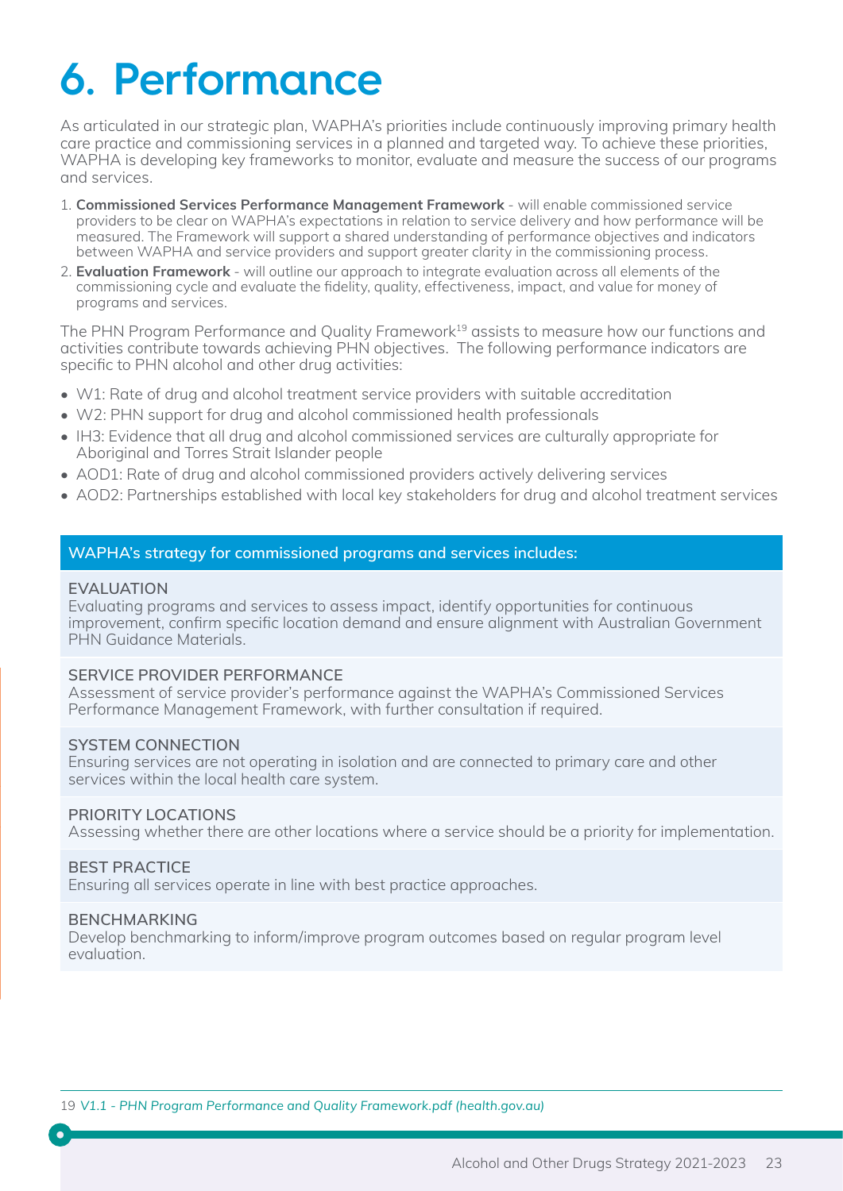# 6. Performance

As articulated in our strategic plan, WAPHA's priorities include continuously improving primary health care practice and commissioning services in a planned and targeted way. To achieve these priorities, WAPHA is developing key frameworks to monitor, evaluate and measure the success of our programs and services.

1. **Commissioned Services Performance Management Framework** - will enable commissioned service providers to be clear on WAPHA's expectations in relation to service delivery and how performance will be measured. The Framework will support a shared understanding of performance objectives and indicators between WAPHA and service providers and support greater clarity in the commissioning process.
2. **Evaluation Framework** - will outline our approach to integrate evaluation across all elements of the commissioning cycle and evaluate the fidelity, quality, effectiveness, impact, and value for money of programs and services.

The PHN Program Performance and Quality Framework[19] assists to measure how our functions and activities contribute towards achieving PHN objectives. The following performance indicators are specific to PHN alcohol and other drug activities:

- W1: Rate of drug and alcohol treatment service providers with suitable accreditation
- W2: PHN support for drug and alcohol commissioned health professionals
- IH3: Evidence that all drug and alcohol commissioned services are culturally appropriate for Aboriginal and Torres Strait Islander people
- AOD1: Rate of drug and alcohol commissioned providers actively delivering services
- AOD2: Partnerships established with local key stakeholders for drug and alcohol treatment services

**WAPHA's strategy for commissioned programs and services includes:**

**EVALUATION**
Evaluating programs and services to assess impact, identify opportunities for continuous improvement, confirm specific location demand and ensure alignment with Australian Government PHN Guidance Materials.

**SERVICE PROVIDER PERFORMANCE**
Assessment of service provider's performance against the WAPHA's Commissioned Services Performance Management Framework, with further consultation if required.

**SYSTEM CONNECTION**
Ensuring services are not operating in isolation and are connected to primary care and other services within the local health care system.

**PRIORITY LOCATIONS**
Assessing whether there are other locations where a service should be a priority for implementation.

**BEST PRACTICE**
Ensuring all services operate in line with best practice approaches.

**BENCHMARKING**
Develop benchmarking to inform/improve program outcomes based on regular program level evaluation.

---

19 *V1.1 - PHN Program Performance and Quality Framework.pdf (health.gov.au)*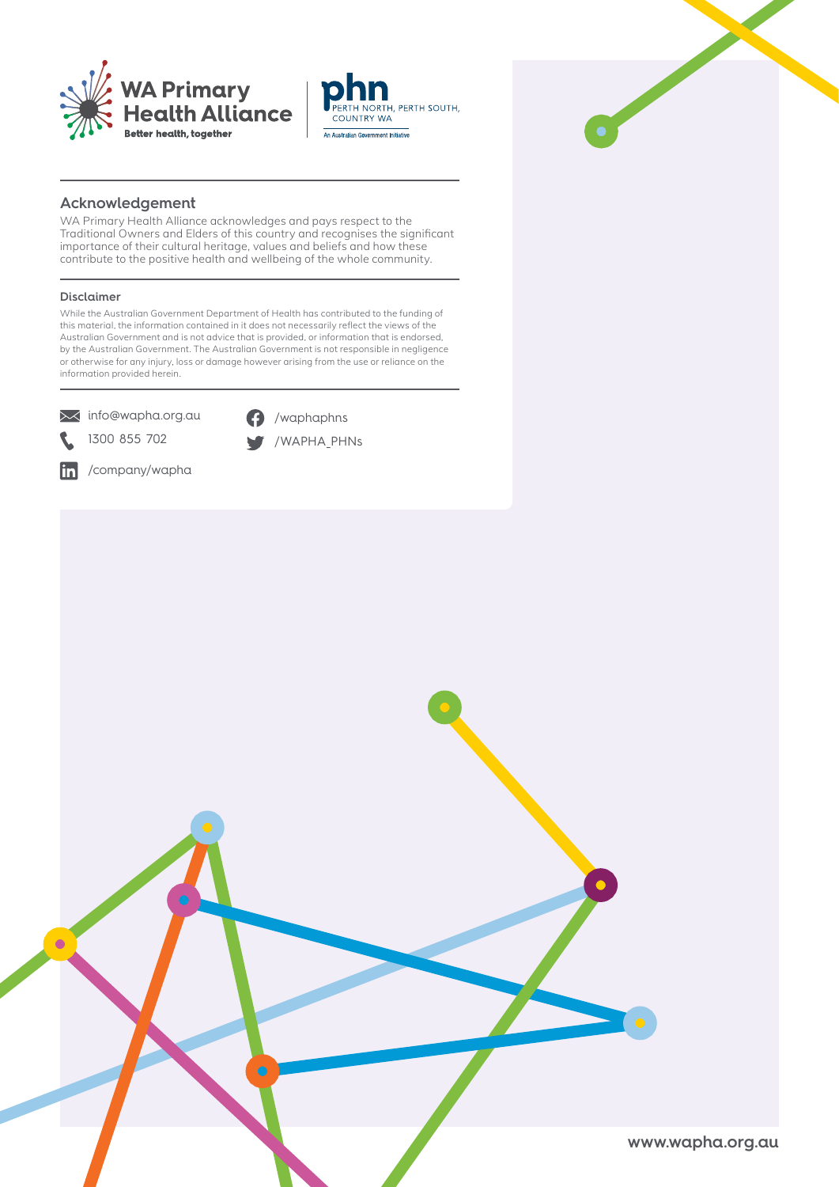WA Primary Health Alliance

Better health, together

phn PERTH NORTH, PERTH SOUTH, COUNTRY WA

An Australian Government Initiative

## Acknowledgement

WA Primary Health Alliance acknowledges and pays respect to the Traditional Owners and Elders of this country and recognises the significant importance of their cultural heritage, values and beliefs and how these contribute to the positive health and wellbeing of the whole community.

### Disclaimer

While the Australian Government Department of Health has contributed to the funding of this material, the information contained in it does not necessarily reflect the views of the Australian Government and is not advice that is provided, or information that is endorsed, by the Australian Government. The Australian Government is not responsible in negligence or otherwise for any injury, loss or damage however arising from the use or reliance on the information provided herein.

info@wapha.org.au

1300 855 702

/company/wapha

/waphaphns

/WAPHA_PHNs

www.wapha.org.au